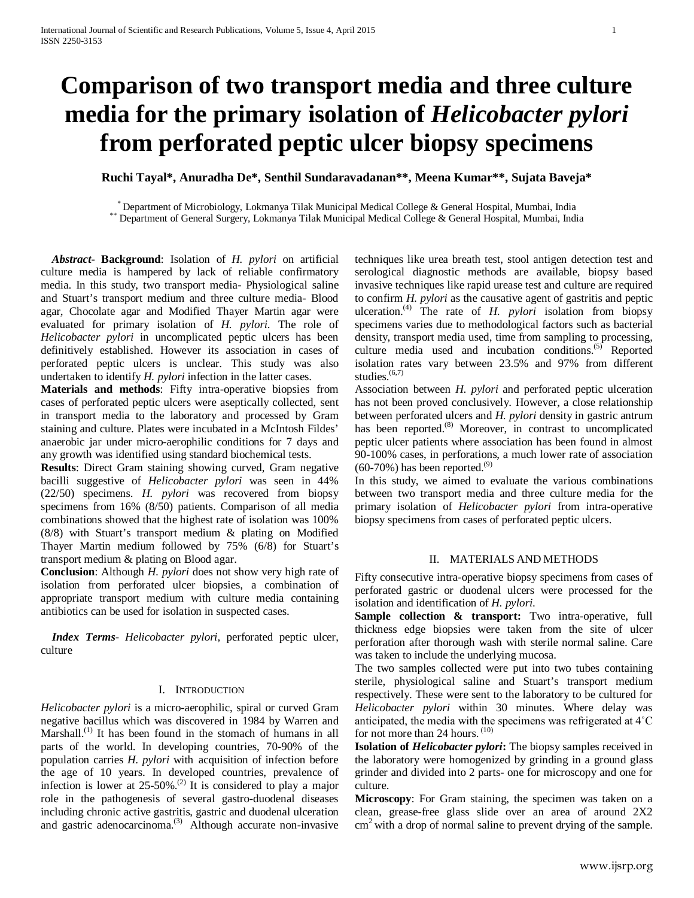# Comparison of two transport media and three culture media for the primary isolation of *Helicobacter pylori* from perforated peptic ulcer biopsy specimens

**Ruchi Tayal\*, Anuradha De\*, Senthil Sundaravadanan\*\*, Meena Kumar\*\*, Sujata Baveja\***

\* Department of Microbiology, Lokmanya Tilak Municipal Medical College & General Hospital, Mumbai, India
\*\* Department of General Surgery, Lokmanya Tilak Municipal Medical College & General Hospital, Mumbai, India

***Abstract*- Background**: Isolation of *H. pylori* on artificial culture media is hampered by lack of reliable confirmatory media. In this study, two transport media- Physiological saline and Stuart's transport medium and three culture media- Blood agar, Chocolate agar and Modified Thayer Martin agar were evaluated for primary isolation of *H. pylori.* The role of *Helicobacter pylori* in uncomplicated peptic ulcers has been definitively established. However its association in cases of perforated peptic ulcers is unclear. This study was also undertaken to identify *H. pylori* infection in the latter cases.

**Materials and methods**: Fifty intra-operative biopsies from cases of perforated peptic ulcers were aseptically collected, sent in transport media to the laboratory and processed by Gram staining and culture. Plates were incubated in a McIntosh Fildes' anaerobic jar under micro-aerophilic conditions for 7 days and any growth was identified using standard biochemical tests.

**Results**: Direct Gram staining showing curved, Gram negative bacilli suggestive of *Helicobacter pylori* was seen in 44% (22/50) specimens. *H. pylori* was recovered from biopsy specimens from 16% (8/50) patients. Comparison of all media combinations showed that the highest rate of isolation was 100% (8/8) with Stuart's transport medium & plating on Modified Thayer Martin medium followed by 75% (6/8) for Stuart's transport medium & plating on Blood agar.

**Conclusion**: Although *H. pylori* does not show very high rate of isolation from perforated ulcer biopsies, a combination of appropriate transport medium with culture media containing antibiotics can be used for isolation in suspected cases.

***Index Terms*-** *Helicobacter pylori,* perforated peptic ulcer, culture

## I. Introduction

*Helicobacter pylori* is a micro-aerophilic, spiral or curved Gram negative bacillus which was discovered in 1984 by Warren and Marshall.[1] It has been found in the stomach of humans in all parts of the world. In developing countries, 70-90% of the population carries *H. pylori* with acquisition of infection before the age of 10 years. In developed countries, prevalence of infection is lower at 25-50%.[2] It is considered to play a major role in the pathogenesis of several gastro-duodenal diseases including chronic active gastritis, gastric and duodenal ulceration and gastric adenocarcinoma.[3] Although accurate non-invasive techniques like urea breath test, stool antigen detection test and serological diagnostic methods are available, biopsy based invasive techniques like rapid urease test and culture are required to confirm *H. pylori* as the causative agent of gastritis and peptic ulceration.[4] The rate of *H. pylori* isolation from biopsy specimens varies due to methodological factors such as bacterial density, transport media used, time from sampling to processing, culture media used and incubation conditions.[5] Reported isolation rates vary between 23.5% and 97% from different studies.[6,7]

Association between *H. pylori* and perforated peptic ulceration has not been proved conclusively. However, a close relationship between perforated ulcers and *H. pylori* density in gastric antrum has been reported.[8] Moreover, in contrast to uncomplicated peptic ulcer patients where association has been found in almost 90-100% cases, in perforations, a much lower rate of association (60-70%) has been reported.[9]

In this study, we aimed to evaluate the various combinations between two transport media and three culture media for the primary isolation of *Helicobacter pylori* from intra-operative biopsy specimens from cases of perforated peptic ulcers.

## II. Materials and Methods

Fifty consecutive intra-operative biopsy specimens from cases of perforated gastric or duodenal ulcers were processed for the isolation and identification of *H. pylori.*

**Sample collection & transport:** Two intra-operative, full thickness edge biopsies were taken from the site of ulcer perforation after thorough wash with sterile normal saline. Care was taken to include the underlying mucosa.

The two samples collected were put into two tubes containing sterile, physiological saline and Stuart's transport medium respectively. These were sent to the laboratory to be cultured for *Helicobacter pylori* within 30 minutes. Where delay was anticipated, the media with the specimens was refrigerated at 4˚C for not more than 24 hours.[10]

**Isolation of *Helicobacter pylori*:** The biopsy samples received in the laboratory were homogenized by grinding in a ground glass grinder and divided into 2 parts- one for microscopy and one for culture.

**Microscopy**: For Gram staining, the specimen was taken on a clean, grease-free glass slide over an area of around 2X2 $cm^2$ with a drop of normal saline to prevent drying of the sample.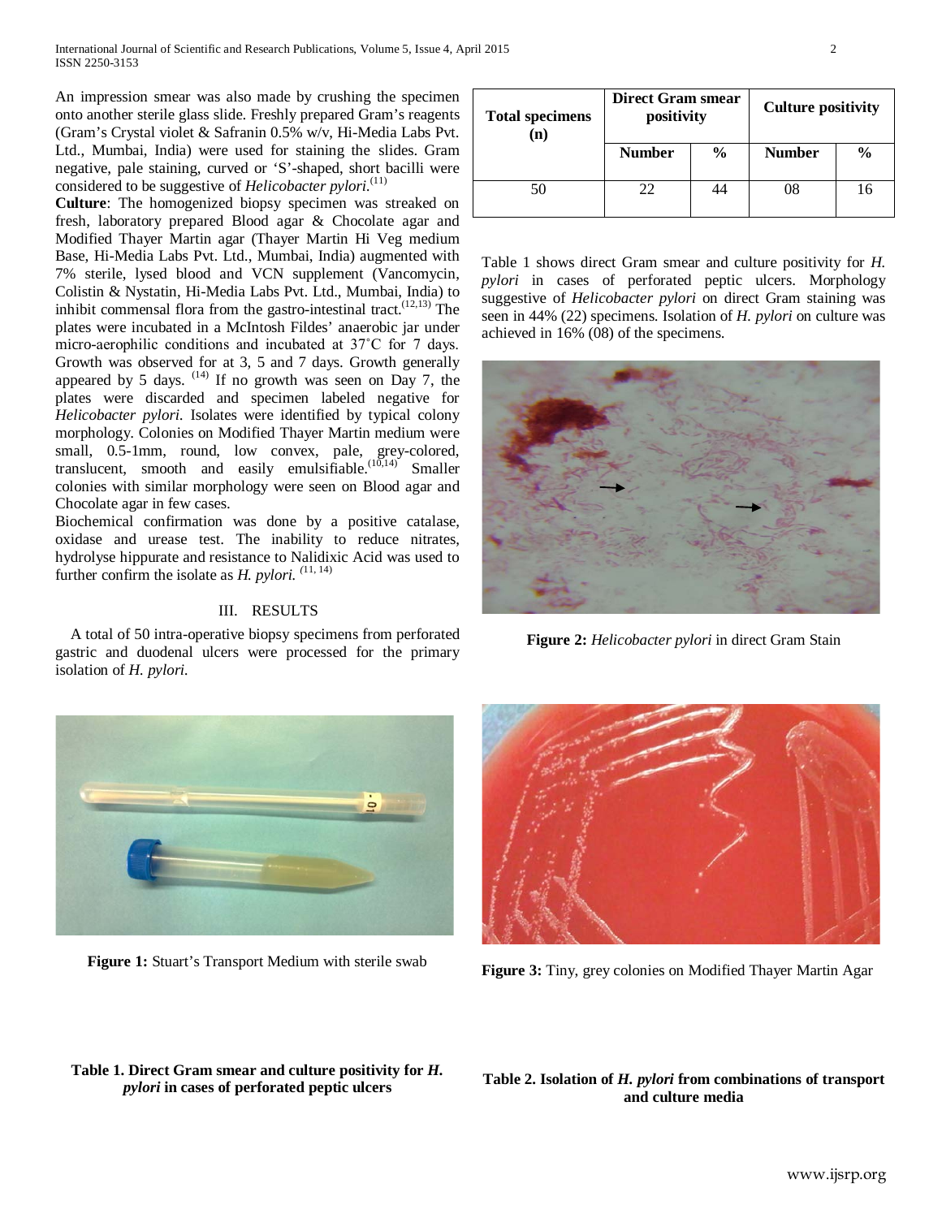An impression smear was also made by crushing the specimen onto another sterile glass slide. Freshly prepared Gram's reagents (Gram's Crystal violet & Safranin 0.5% w/v, Hi-Media Labs Pvt. Ltd., Mumbai, India) were used for staining the slides. Gram negative, pale staining, curved or 'S'-shaped, short bacilli were considered to be suggestive of *Helicobacter pylori*.[11]

**Culture**: The homogenized biopsy specimen was streaked on fresh, laboratory prepared Blood agar & Chocolate agar and Modified Thayer Martin agar (Thayer Martin Hi Veg medium Base, Hi-Media Labs Pvt. Ltd., Mumbai, India) augmented with 7% sterile, lysed blood and VCN supplement (Vancomycin, Colistin & Nystatin, Hi-Media Labs Pvt. Ltd., Mumbai, India) to inhibit commensal flora from the gastro-intestinal tract.[12,13] The plates were incubated in a McIntosh Fildes' anaerobic jar under micro-aerophilic conditions and incubated at 37˚C for 7 days. Growth was observed for at 3, 5 and 7 days. Growth generally appeared by 5 days. [14] If no growth was seen on Day 7, the plates were discarded and specimen labeled negative for *Helicobacter pylori*. Isolates were identified by typical colony morphology. Colonies on Modified Thayer Martin medium were small, 0.5-1mm, round, low convex, pale, grey-colored, translucent, smooth and easily emulsifiable.[10,14] Smaller colonies with similar morphology were seen on Blood agar and Chocolate agar in few cases.

Biochemical confirmation was done by a positive catalase, oxidase and urease test. The inability to reduce nitrates, hydrolyse hippurate and resistance to Nalidixic Acid was used to further confirm the isolate as *H. pylori.* [11, 14]

## III. RESULTS

A total of 50 intra-operative biopsy specimens from perforated gastric and duodenal ulcers were processed for the primary isolation of *H. pylori.*

**Figure 1:** Stuart's Transport Medium with sterile swab

**Table 1. Direct Gram smear and culture positivity for *H. pylori* in cases of perforated peptic ulcers**

| Total specimens (n) | Direct Gram smear positivity | | Culture positivity | |
|---|---|---|---|---|
| | Number | % | Number | % |
| 50 | 22 | 44 | 08 | 16 |

Table 1 shows direct Gram smear and culture positivity for *H. pylori* in cases of perforated peptic ulcers. Morphology suggestive of *Helicobacter pylori* on direct Gram staining was seen in 44% (22) specimens. Isolation of *H. pylori* on culture was achieved in 16% (08) of the specimens.

**Figure 2:** *Helicobacter pylori* in direct Gram Stain

**Figure 3:** Tiny, grey colonies on Modified Thayer Martin Agar

**Table 2. Isolation of *H. pylori* from combinations of transport and culture media**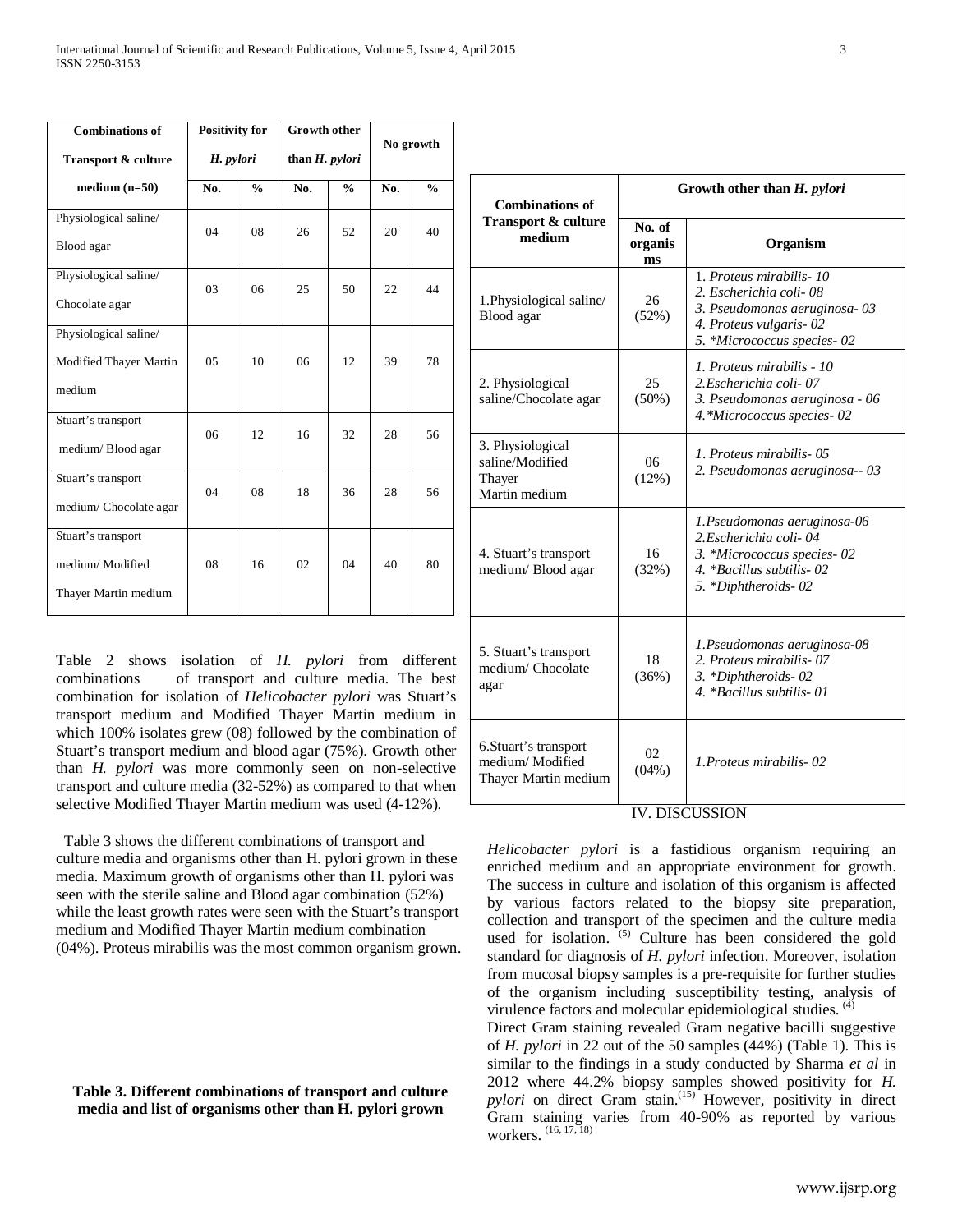| Combinations of Transport & culture medium (n=50) | Positivity for *H. pylori* | | Growth other than *H. pylori* | | No growth | |
|---|---|---|---|---|---|---|
| | No. | % | No. | % | No. | % |
| Physiological saline/ Blood agar | 04 | 08 | 26 | 52 | 20 | 40 |
| Physiological saline/ Chocolate agar | 03 | 06 | 25 | 50 | 22 | 44 |
| Physiological saline/ Modified Thayer Martin medium | 05 | 10 | 06 | 12 | 39 | 78 |
| Stuart's transport medium/ Blood agar | 06 | 12 | 16 | 32 | 28 | 56 |
| Stuart's transport medium/ Chocolate agar | 04 | 08 | 18 | 36 | 28 | 56 |
| Stuart's transport medium/ Modified Thayer Martin medium | 08 | 16 | 02 | 04 | 40 | 80 |

Table 2 shows isolation of *H. pylori* from different combinations of transport and culture media. The best combination for isolation of *Helicobacter pylori* was Stuart's transport medium and Modified Thayer Martin medium in which 100% isolates grew (08) followed by the combination of Stuart's transport medium and blood agar (75%). Growth other than *H. pylori* was more commonly seen on non-selective transport and culture media (32-52%) as compared to that when selective Modified Thayer Martin medium was used (4-12%).

Table 3 shows the different combinations of transport and culture media and organisms other than H. pylori grown in these media. Maximum growth of organisms other than H. pylori was seen with the sterile saline and Blood agar combination (52%) while the least growth rates were seen with the Stuart's transport medium and Modified Thayer Martin medium combination (04%). Proteus mirabilis was the most common organism grown.

**Table 3. Different combinations of transport and culture media and list of organisms other than H. pylori grown**

| Combinations of Transport & culture medium | Growth other than *H. pylori* | |
|---|---|---|
| | No. of organisms | Organism |
| 1.Physiological saline/ Blood agar | 26 (52%) | 1. *Proteus mirabilis- 10*<br>2. *Escherichia coli- 08*<br>3. *Pseudomonas aeruginosa- 03*<br>4. *Proteus vulgaris- 02*<br>5. **Micrococcus species- 02* |
| 2. Physiological saline/Chocolate agar | 25 (50%) | 1. *Proteus mirabilis - 10*<br>2.*Escherichia coli- 07*<br>3. *Pseudomonas aeruginosa - 06*<br>4.**Micrococcus species- 02* |
| 3. Physiological saline/Modified Thayer Martin medium | 06 (12%) | 1. *Proteus mirabilis- 05*<br>2. *Pseudomonas aeruginosa-- 03* |
| 4. Stuart's transport medium/ Blood agar | 16 (32%) | 1.*Pseudomonas aeruginosa-06*<br>2.*Escherichia coli- 04*<br>3. **Micrococcus species- 02*<br>4. **Bacillus subtilis- 02*<br>5. **Diphtheroids- 02* |
| 5. Stuart's transport medium/ Chocolate agar | 18 (36%) | 1.*Pseudomonas aeruginosa-08*<br>2. *Proteus mirabilis- 07*<br>3. **Diphtheroids- 02*<br>4. **Bacillus subtilis- 01* |
| 6.Stuart's transport medium/ Modified Thayer Martin medium | 02 (04%) | 1.*Proteus mirabilis- 02* |

## IV. DISCUSSION

*Helicobacter pylori* is a fastidious organism requiring an enriched medium and an appropriate environment for growth. The success in culture and isolation of this organism is affected by various factors related to the biopsy site preparation, collection and transport of the specimen and the culture media used for isolation. [5] Culture has been considered the gold standard for diagnosis of *H. pylori* infection. Moreover, isolation from mucosal biopsy samples is a pre-requisite for further studies of the organism including susceptibility testing, analysis of virulence factors and molecular epidemiological studies. [4]

Direct Gram staining revealed Gram negative bacilli suggestive of *H. pylori* in 22 out of the 50 samples (44%) (Table 1). This is similar to the findings in a study conducted by Sharma *et al* in 2012 where 44.2% biopsy samples showed positivity for *H. pylori* on direct Gram stain.[15] However, positivity in direct Gram staining varies from 40-90% as reported by various workers. [16, 17, 18]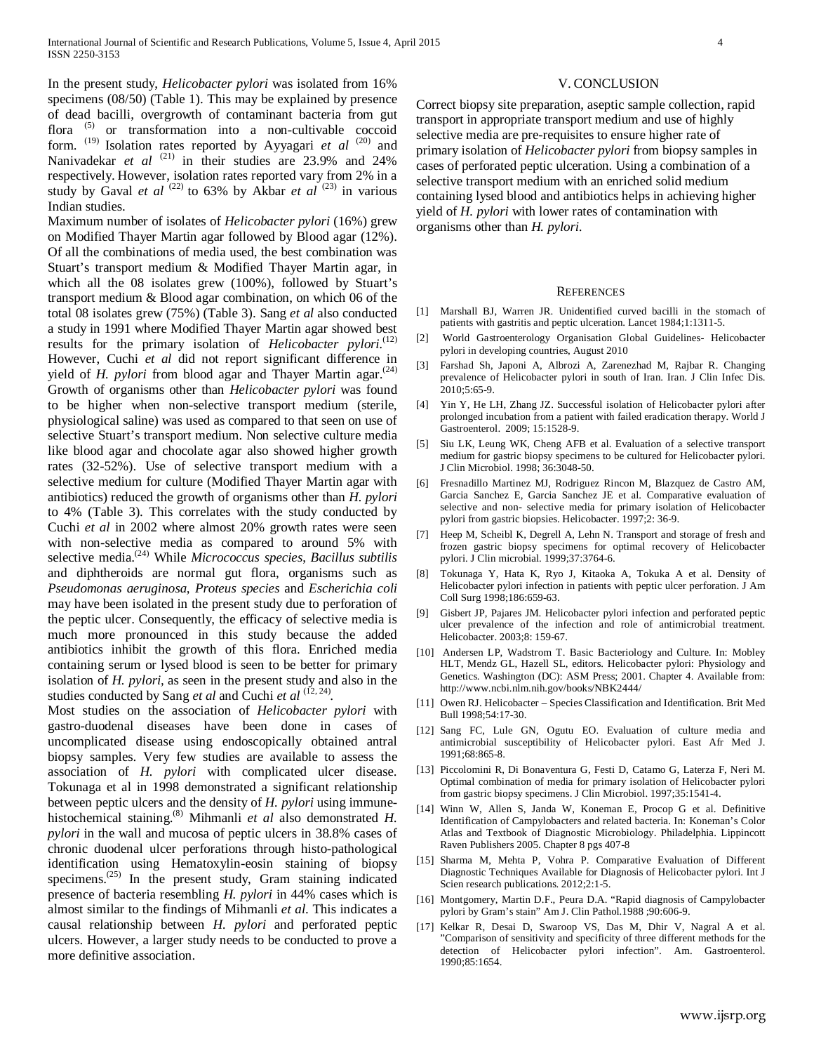In the present study, *Helicobacter pylori* was isolated from 16% specimens (08/50) (Table 1). This may be explained by presence of dead bacilli, overgrowth of contaminant bacteria from gut flora [5] or transformation into a non-cultivable coccoid form. [19] Isolation rates reported by Ayyagari *et al* [20] and Nanivadekar *et al* [21] in their studies are 23.9% and 24% respectively. However, isolation rates reported vary from 2% in a study by Gaval *et al* [22] to 63% by Akbar *et al* [23] in various Indian studies.

Maximum number of isolates of *Helicobacter pylori* (16%) grew on Modified Thayer Martin agar followed by Blood agar (12%). Of all the combinations of media used, the best combination was Stuart's transport medium & Modified Thayer Martin agar, in which all the 08 isolates grew (100%), followed by Stuart's transport medium & Blood agar combination, on which 06 of the total 08 isolates grew (75%) (Table 3). Sang *et al* also conducted a study in 1991 where Modified Thayer Martin agar showed best results for the primary isolation of *Helicobacter pylori*.[12] However, Cuchi *et al* did not report significant difference in yield of *H. pylori* from blood agar and Thayer Martin agar.[24] Growth of organisms other than *Helicobacter pylori* was found to be higher when non-selective transport medium (sterile, physiological saline) was used as compared to that seen on use of selective Stuart's transport medium. Non selective culture media like blood agar and chocolate agar also showed higher growth rates (32-52%). Use of selective transport medium with a selective medium for culture (Modified Thayer Martin agar with antibiotics) reduced the growth of organisms other than *H. pylori* to 4% (Table 3). This correlates with the study conducted by Cuchi *et al* in 2002 where almost 20% growth rates were seen with non-selective media as compared to around 5% with selective media.[24] While *Micrococcus species*, *Bacillus subtilis* and diphtheroids are normal gut flora, organisms such as *Pseudomonas aeruginosa*, *Proteus species* and *Escherichia coli* may have been isolated in the present study due to perforation of the peptic ulcer. Consequently, the efficacy of selective media is much more pronounced in this study because the added antibiotics inhibit the growth of this flora. Enriched media containing serum or lysed blood is seen to be better for primary isolation of *H. pylori*, as seen in the present study and also in the studies conducted by Sang *et al* and Cuchi *et al* [12, 24].

Most studies on the association of *Helicobacter pylori* with gastro-duodenal diseases have been done in cases of uncomplicated disease using endoscopically obtained antral biopsy samples. Very few studies are available to assess the association of *H. pylori* with complicated ulcer disease. Tokunaga et al in 1998 demonstrated a significant relationship between peptic ulcers and the density of *H. pylori* using immune-histochemical staining.[8] Mihmanli *et al* also demonstrated *H. pylori* in the wall and mucosa of peptic ulcers in 38.8% cases of chronic duodenal ulcer perforations through histo-pathological identification using Hematoxylin-eosin staining of biopsy specimens.[25] In the present study, Gram staining indicated presence of bacteria resembling *H. pylori* in 44% cases which is almost similar to the findings of Mihmanli *et al*. This indicates a causal relationship between *H. pylori* and perforated peptic ulcers. However, a larger study needs to be conducted to prove a more definitive association.

## V. Conclusion

Correct biopsy site preparation, aseptic sample collection, rapid transport in appropriate transport medium and use of highly selective media are pre-requisites to ensure higher rate of primary isolation of *Helicobacter pylori* from biopsy samples in cases of perforated peptic ulceration. Using a combination of a selective transport medium with an enriched solid medium containing lysed blood and antibiotics helps in achieving higher yield of *H. pylori* with lower rates of contamination with organisms other than *H. pylori.*

## References

[1] Marshall BJ, Warren JR. Unidentified curved bacilli in the stomach of patients with gastritis and peptic ulceration. Lancet 1984;1:1311-5.

[2] World Gastroenterology Organisation Global Guidelines- Helicobacter pylori in developing countries, August 2010

[3] Farshad Sh, Japoni A, Albrozi A, Zarenezhad M, Rajbar R. Changing prevalence of Helicobacter pylori in south of Iran. Iran. J Clin Infec Dis. 2010;5:65-9.

[4] Yin Y, He LH, Zhang JZ. Successful isolation of Helicobacter pylori after prolonged incubation from a patient with failed eradication therapy. World J Gastroenterol. 2009; 15:1528-9.

[5] Siu LK, Leung WK, Cheng AFB et al. Evaluation of a selective transport medium for gastric biopsy specimens to be cultured for Helicobacter pylori. J Clin Microbiol. 1998; 36:3048-50.

[6] Fresnadillo Martinez MJ, Rodriguez Rincon M, Blazquez de Castro AM, Garcia Sanchez E, Garcia Sanchez JE et al. Comparative evaluation of selective and non- selective media for primary isolation of Helicobacter pylori from gastric biopsies. Helicobacter. 1997;2: 36-9.

[7] Heep M, Scheibl K, Degrell A, Lehn N. Transport and storage of fresh and frozen gastric biopsy specimens for optimal recovery of Helicobacter pylori. J Clin microbial. 1999;37:3764-6.

[8] Tokunaga Y, Hata K, Ryo J, Kitaoka A, Tokuka A et al. Density of Helicobacter pylori infection in patients with peptic ulcer perforation. J Am Coll Surg 1998;186:659-63.

[9] Gisbert JP, Pajares JM. Helicobacter pylori infection and perforated peptic ulcer prevalence of the infection and role of antimicrobial treatment. Helicobacter. 2003;8: 159-67.

[10] Andersen LP, Wadstrom T. Basic Bacteriology and Culture. In: Mobley HLT, Mendz GL, Hazell SL, editors. Helicobacter pylori: Physiology and Genetics. Washington (DC): ASM Press; 2001. Chapter 4. Available from: http://www.ncbi.nlm.nih.gov/books/NBK2444/

[11] Owen RJ. Helicobacter – Species Classification and Identification. Brit Med Bull 1998;54:17-30.

[12] Sang FC, Lule GN, Ogutu EO. Evaluation of culture media and antimicrobial susceptibility of Helicobacter pylori. East Afr Med J. 1991;68:865-8.

[13] Piccolomini R, Di Bonaventura G, Festi D, Catamo G, Laterza F, Neri M. Optimal combination of media for primary isolation of Helicobacter pylori from gastric biopsy specimens. J Clin Microbiol. 1997;35:1541-4.

[14] Winn W, Allen S, Janda W, Koneman E, Procop G et al. Definitive Identification of Campylobacters and related bacteria. In: Koneman's Color Atlas and Textbook of Diagnostic Microbiology. Philadelphia. Lippincott Raven Publishers 2005. Chapter 8 pgs 407-8

[15] Sharma M, Mehta P, Vohra P. Comparative Evaluation of Different Diagnostic Techniques Available for Diagnosis of Helicobacter pylori. Int J Scien research publications. 2012;2:1-5.

[16] Montgomery, Martin D.F., Peura D.A. "Rapid diagnosis of Campylobacter pylori by Gram's stain" Am J. Clin Pathol.1988 ;90:606-9.

[17] Kelkar R, Desai D, Swaroop VS, Das M, Dhir V, Nagral A et al. "Comparison of sensitivity and specificity of three different methods for the detection of Helicobacter pylori infection". Am. Gastroenterol. 1990;85:1654.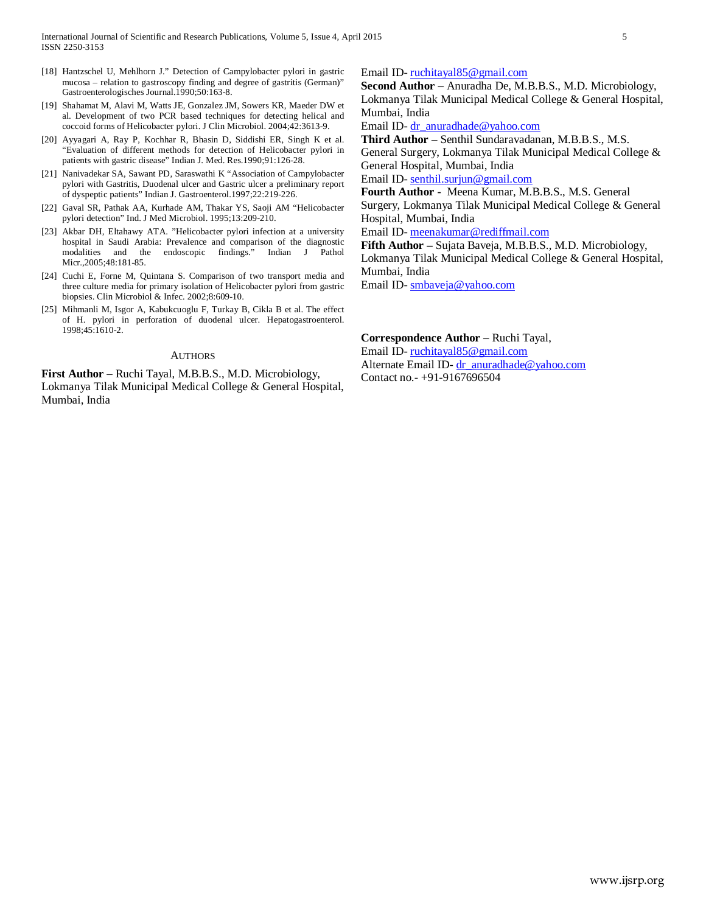[18] Hantzschel U, Mehlhorn J." Detection of Campylobacter pylori in gastric mucosa – relation to gastroscopy finding and degree of gastritis (German)" Gastroenterologisches Journal.1990;50:163-8.

[19] Shahamat M, Alavi M, Watts JE, Gonzalez JM, Sowers KR, Maeder DW et al. Development of two PCR based techniques for detecting helical and coccoid forms of Helicobacter pylori. J Clin Microbiol. 2004;42:3613-9.

[20] Ayyagari A, Ray P, Kochhar R, Bhasin D, Siddishi ER, Singh K et al. "Evaluation of different methods for detection of Helicobacter pylori in patients with gastric disease" Indian J. Med. Res.1990;91:126-28.

[21] Nanivadekar SA, Sawant PD, Saraswathi K "Association of Campylobacter pylori with Gastritis, Duodenal ulcer and Gastric ulcer a preliminary report of dyspeptic patients" Indian J. Gastroenterol.1997;22:219-226.

[22] Gaval SR, Pathak AA, Kurhade AM, Thakar YS, Saoji AM "Helicobacter pylori detection" Ind. J Med Microbiol. 1995;13:209-210.

[23] Akbar DH, Eltahawy ATA. "Helicobacter pylori infection at a university hospital in Saudi Arabia: Prevalence and comparison of the diagnostic modalities and the endoscopic findings." Indian J Pathol Micr.,2005;48:181-85.

[24] Cuchi E, Forne M, Quintana S. Comparison of two transport media and three culture media for primary isolation of Helicobacter pylori from gastric biopsies. Clin Microbiol & Infec. 2002;8:609-10.

[25] Mihmanli M, Isgor A, Kabukcuoglu F, Turkay B, Cikla B et al. The effect of H. pylori in perforation of duodenal ulcer. Hepatogastroenterol. 1998;45:1610-2.

## Authors

**First Author** – Ruchi Tayal, M.B.B.S., M.D. Microbiology, Lokmanya Tilak Municipal Medical College & General Hospital, Mumbai, India
Email ID- ruchitayal85@gmail.com

**Second Author** – Anuradha De, M.B.B.S., M.D. Microbiology, Lokmanya Tilak Municipal Medical College & General Hospital, Mumbai, India
Email ID- dr_anuradhade@yahoo.com

**Third Author** – Senthil Sundaravadanan, M.B.B.S., M.S. General Surgery, Lokmanya Tilak Municipal Medical College & General Hospital, Mumbai, India
Email ID- senthil.surjun@gmail.com

**Fourth Author -** Meena Kumar, M.B.B.S., M.S. General Surgery, Lokmanya Tilak Municipal Medical College & General Hospital, Mumbai, India
Email ID- meenakumar@rediffmail.com

**Fifth Author –** Sujata Baveja, M.B.B.S., M.D. Microbiology, Lokmanya Tilak Municipal Medical College & General Hospital, Mumbai, India
Email ID- smbaveja@yahoo.com

**Correspondence Author** – Ruchi Tayal,
Email ID- ruchitayal85@gmail.com
Alternate Email ID- dr_anuradhade@yahoo.com
Contact no.- +91-9167696504